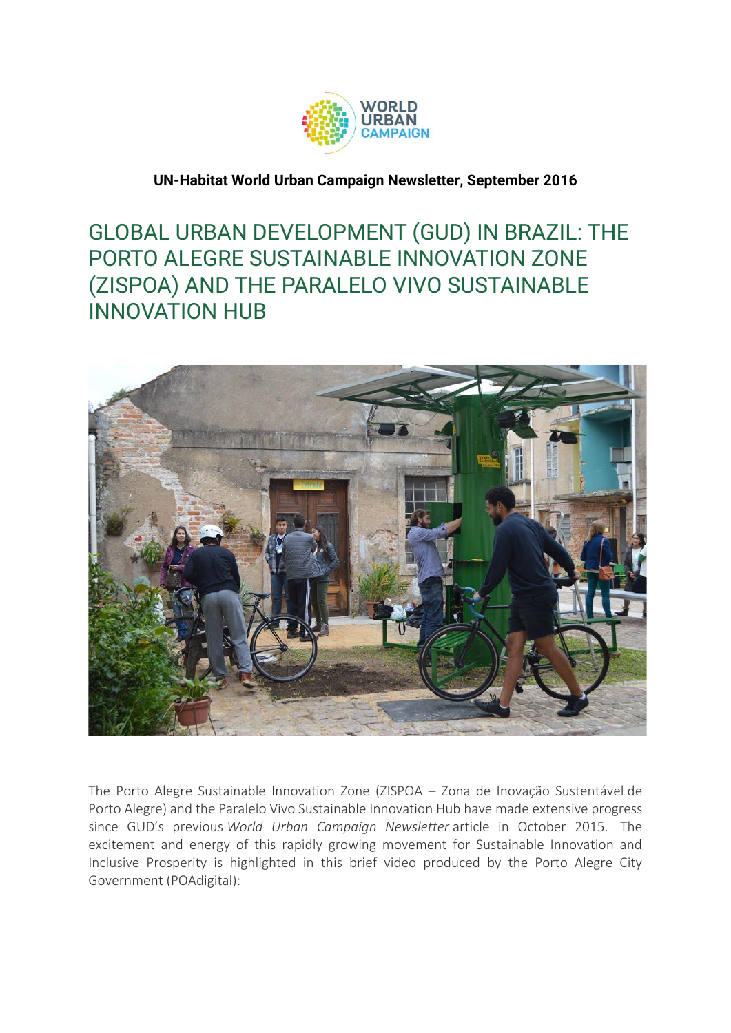**UN-Habitat World Urban Campaign Newsletter, September 2016**

# GLOBAL URBAN DEVELOPMENT (GUD) IN BRAZIL: THE PORTO ALEGRE SUSTAINABLE INNOVATION ZONE (ZISPOA) AND THE PARALELO VIVO SUSTAINABLE INNOVATION HUB

The Porto Alegre Sustainable Innovation Zone (ZISPOA – Zona de Inovação Sustentável de Porto Alegre) and the Paralelo Vivo Sustainable Innovation Hub have made extensive progress since GUD's previous *World Urban Campaign Newsletter* article in October 2015. The excitement and energy of this rapidly growing movement for Sustainable Innovation and Inclusive Prosperity is highlighted in this brief video produced by the Porto Alegre City Government (POAdigital):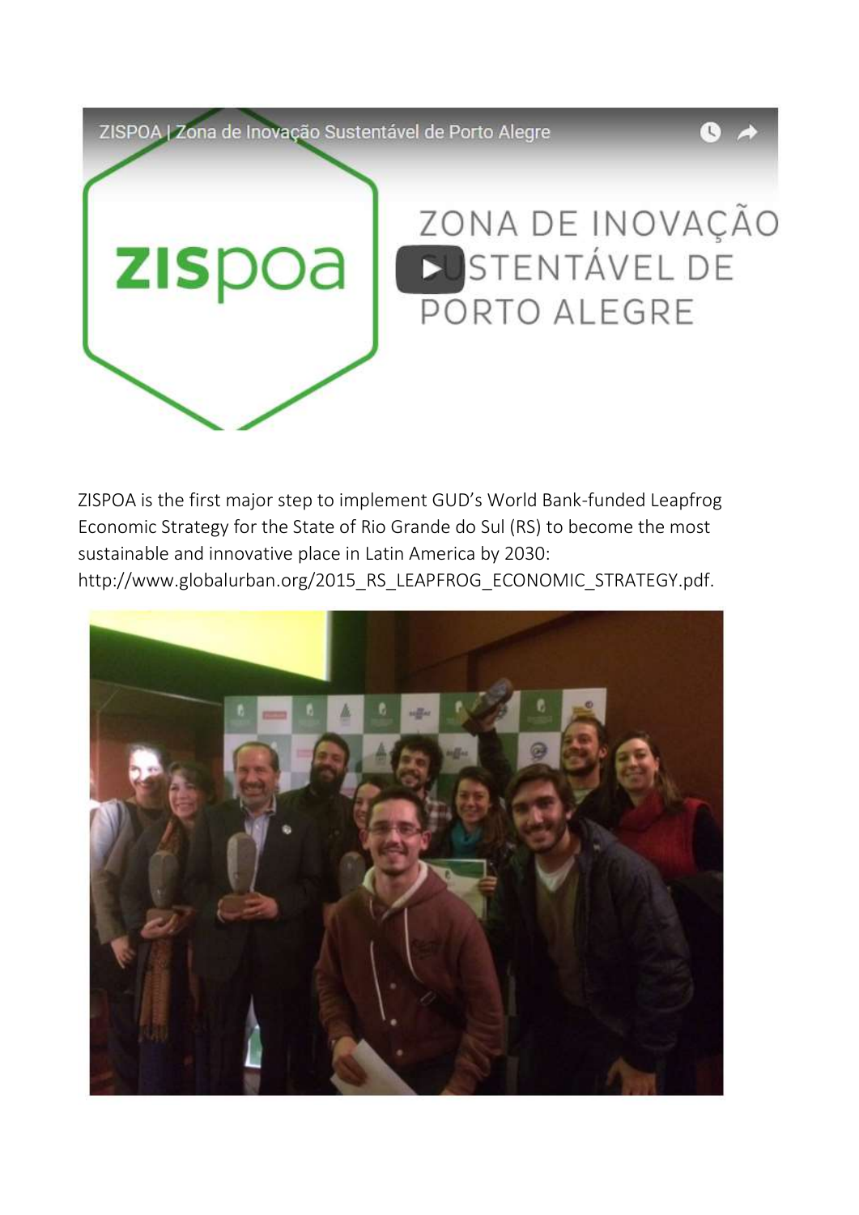ZISPOA is the first major step to implement GUD's World Bank-funded Leapfrog Economic Strategy for the State of Rio Grande do Sul (RS) to become the most sustainable and innovative place in Latin America by 2030: http://www.globalurban.org/2015_RS_LEAPFROG_ECONOMIC_STRATEGY.pdf.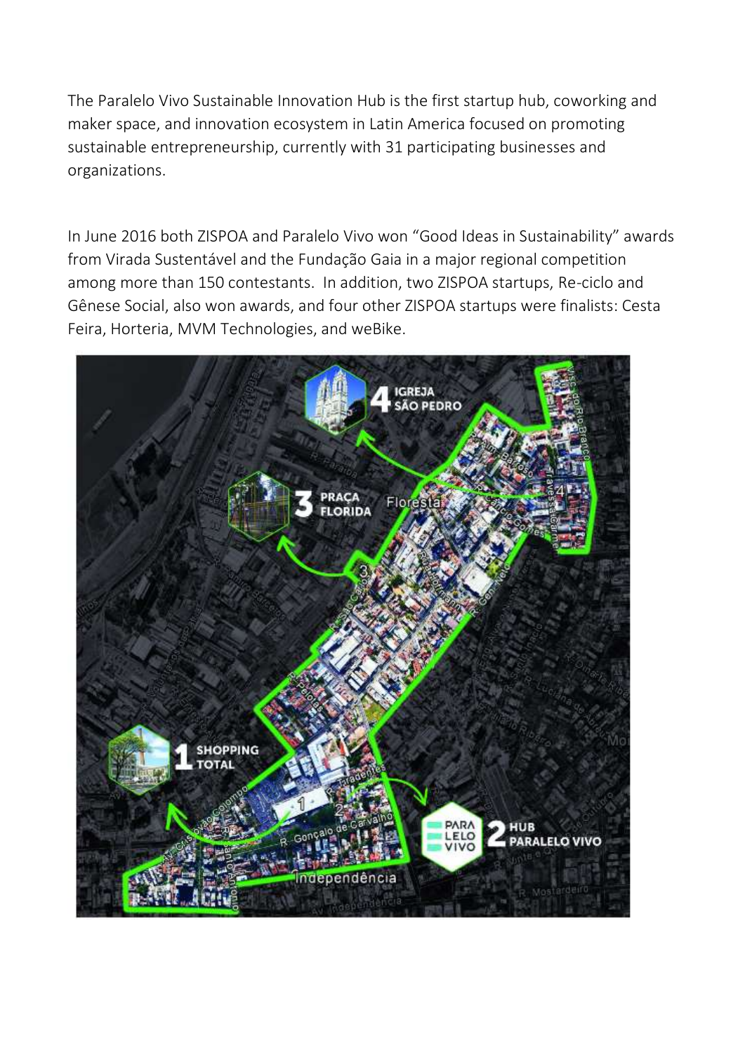The Paralelo Vivo Sustainable Innovation Hub is the first startup hub, coworking and maker space, and innovation ecosystem in Latin America focused on promoting sustainable entrepreneurship, currently with 31 participating businesses and organizations.

In June 2016 both ZISPOA and Paralelo Vivo won "Good Ideas in Sustainability" awards from Virada Sustentável and the Fundação Gaia in a major regional competition among more than 150 contestants. In addition, two ZISPOA startups, Re-ciclo and Gênese Social, also won awards, and four other ZISPOA startups were finalists: Cesta Feira, Horteria, MVM Technologies, and weBike.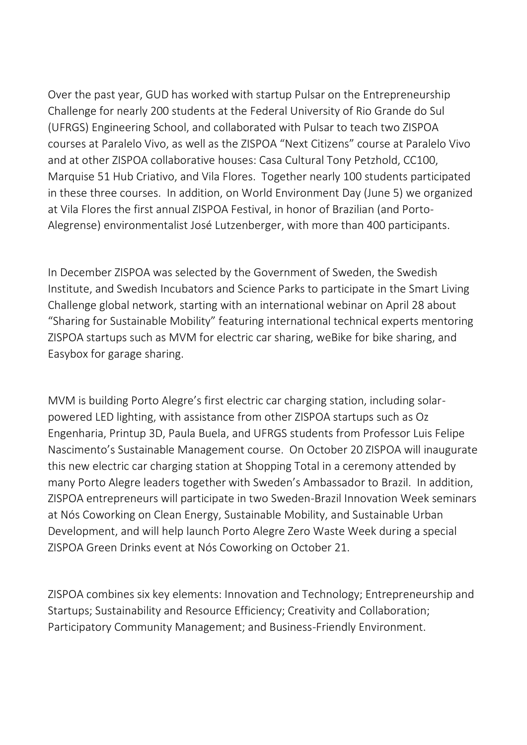Over the past year, GUD has worked with startup Pulsar on the Entrepreneurship Challenge for nearly 200 students at the Federal University of Rio Grande do Sul (UFRGS) Engineering School, and collaborated with Pulsar to teach two ZISPOA courses at Paralelo Vivo, as well as the ZISPOA "Next Citizens" course at Paralelo Vivo and at other ZISPOA collaborative houses: Casa Cultural Tony Petzhold, CC100, Marquise 51 Hub Criativo, and Vila Flores. Together nearly 100 students participated in these three courses. In addition, on World Environment Day (June 5) we organized at Vila Flores the first annual ZISPOA Festival, in honor of Brazilian (and Porto-Alegrense) environmentalist José Lutzenberger, with more than 400 participants.

In December ZISPOA was selected by the Government of Sweden, the Swedish Institute, and Swedish Incubators and Science Parks to participate in the Smart Living Challenge global network, starting with an international webinar on April 28 about "Sharing for Sustainable Mobility" featuring international technical experts mentoring ZISPOA startups such as MVM for electric car sharing, weBike for bike sharing, and Easybox for garage sharing.

MVM is building Porto Alegre's first electric car charging station, including solar-powered LED lighting, with assistance from other ZISPOA startups such as Oz Engenharia, Printup 3D, Paula Buela, and UFRGS students from Professor Luis Felipe Nascimento's Sustainable Management course. On October 20 ZISPOA will inaugurate this new electric car charging station at Shopping Total in a ceremony attended by many Porto Alegre leaders together with Sweden's Ambassador to Brazil. In addition, ZISPOA entrepreneurs will participate in two Sweden-Brazil Innovation Week seminars at Nós Coworking on Clean Energy, Sustainable Mobility, and Sustainable Urban Development, and will help launch Porto Alegre Zero Waste Week during a special ZISPOA Green Drinks event at Nós Coworking on October 21.

ZISPOA combines six key elements: Innovation and Technology; Entrepreneurship and Startups; Sustainability and Resource Efficiency; Creativity and Collaboration; Participatory Community Management; and Business-Friendly Environment.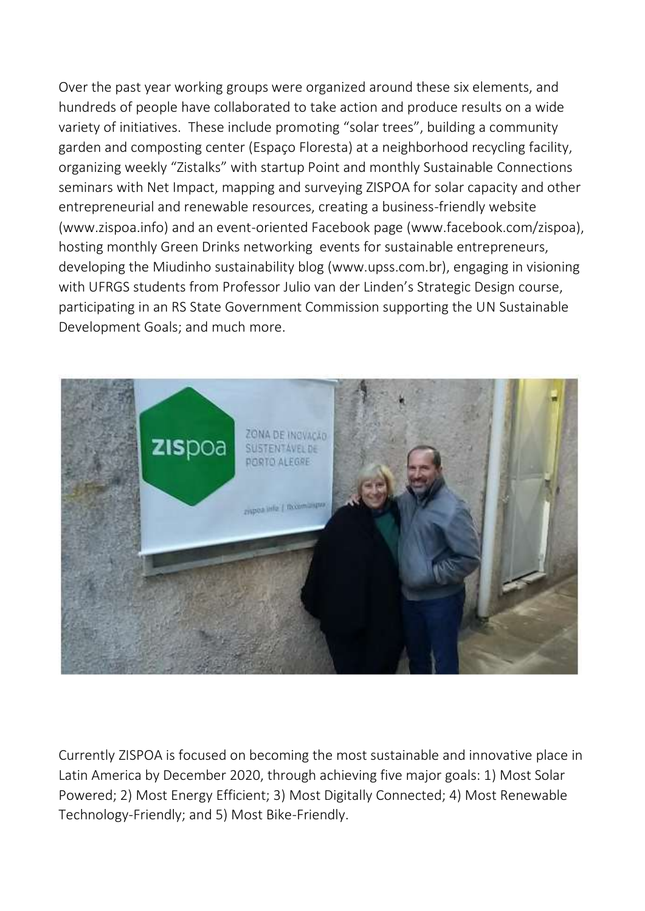Over the past year working groups were organized around these six elements, and hundreds of people have collaborated to take action and produce results on a wide variety of initiatives. These include promoting "solar trees", building a community garden and composting center (Espaço Floresta) at a neighborhood recycling facility, organizing weekly "Zistalks" with startup Point and monthly Sustainable Connections seminars with Net Impact, mapping and surveying ZISPOA for solar capacity and other entrepreneurial and renewable resources, creating a business-friendly website (www.zispoa.info) and an event-oriented Facebook page (www.facebook.com/zispoa), hosting monthly Green Drinks networking events for sustainable entrepreneurs, developing the Miudinho sustainability blog (www.upss.com.br), engaging in visioning with UFRGS students from Professor Julio van der Linden's Strategic Design course, participating in an RS State Government Commission supporting the UN Sustainable Development Goals; and much more.

Currently ZISPOA is focused on becoming the most sustainable and innovative place in Latin America by December 2020, through achieving five major goals: 1) Most Solar Powered; 2) Most Energy Efficient; 3) Most Digitally Connected; 4) Most Renewable Technology-Friendly; and 5) Most Bike-Friendly.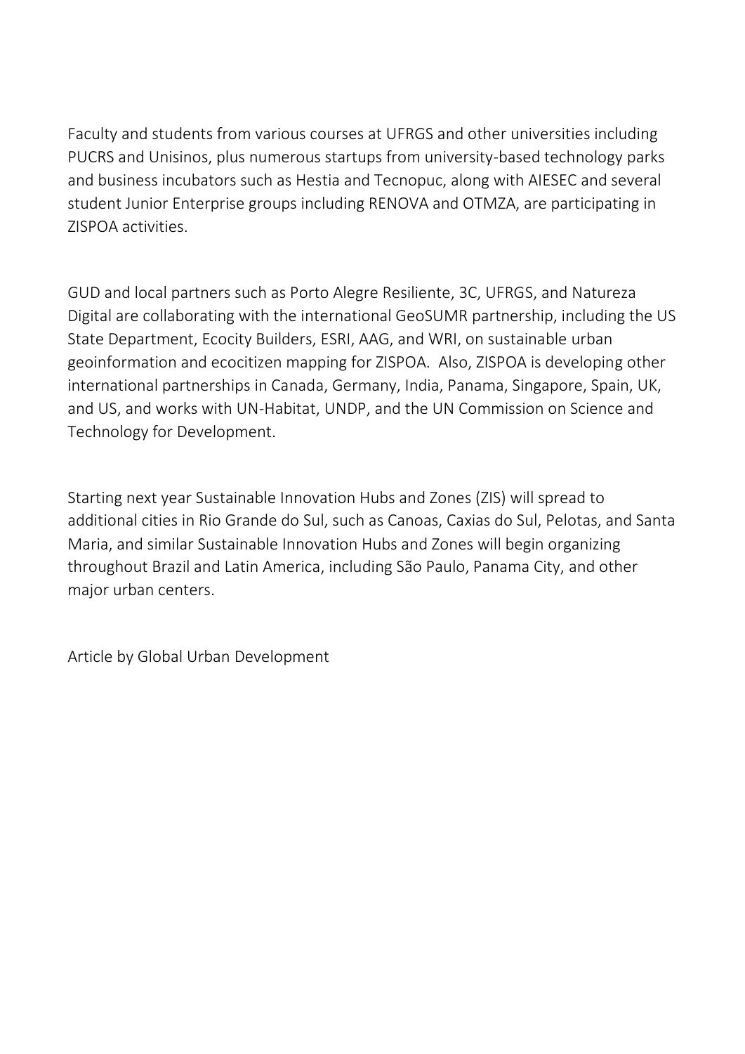Faculty and students from various courses at UFRGS and other universities including PUCRS and Unisinos, plus numerous startups from university-based technology parks and business incubators such as Hestia and Tecnopuc, along with AIESEC and several student Junior Enterprise groups including RENOVA and OTMZA, are participating in ZISPOA activities.

GUD and local partners such as Porto Alegre Resiliente, 3C, UFRGS, and Natureza Digital are collaborating with the international GeoSUMR partnership, including the US State Department, Ecocity Builders, ESRI, AAG, and WRI, on sustainable urban geoinformation and ecocitizen mapping for ZISPOA. Also, ZISPOA is developing other international partnerships in Canada, Germany, India, Panama, Singapore, Spain, UK, and US, and works with UN-Habitat, UNDP, and the UN Commission on Science and Technology for Development.

Starting next year Sustainable Innovation Hubs and Zones (ZIS) will spread to additional cities in Rio Grande do Sul, such as Canoas, Caxias do Sul, Pelotas, and Santa Maria, and similar Sustainable Innovation Hubs and Zones will begin organizing throughout Brazil and Latin America, including São Paulo, Panama City, and other major urban centers.

Article by Global Urban Development